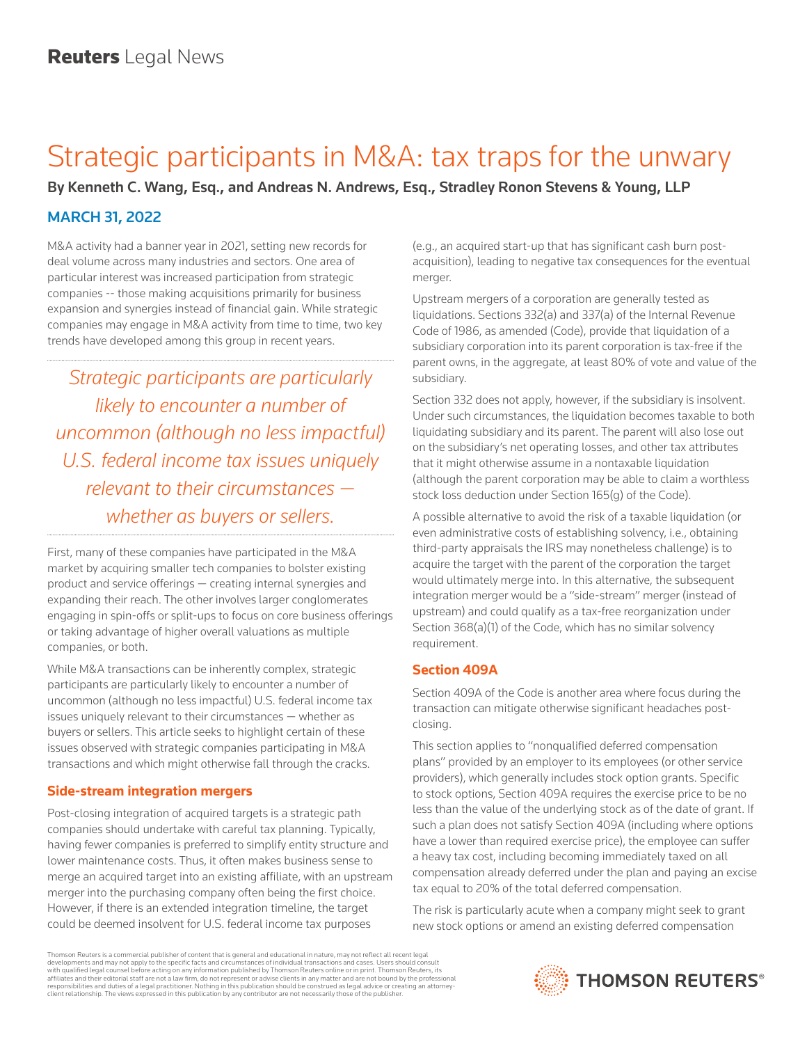Reuters Legal News

# Strategic participants in M&A: tax traps for the unwary

**By Kenneth C. Wang, Esq., and Andreas N. Andrews, Esq., Stradley Ronon Stevens & Young, LLP**

**MARCH 31, 2022**

M&A activity had a banner year in 2021, setting new records for deal volume across many industries and sectors. One area of particular interest was increased participation from strategic companies -- those making acquisitions primarily for business expansion and synergies instead of financial gain. While strategic companies may engage in M&A activity from time to time, two key trends have developed among this group in recent years.

*Strategic participants are particularly likely to encounter a number of uncommon (although no less impactful) U.S. federal income tax issues uniquely relevant to their circumstances — whether as buyers or sellers.*

First, many of these companies have participated in the M&A market by acquiring smaller tech companies to bolster existing product and service offerings — creating internal synergies and expanding their reach. The other involves larger conglomerates engaging in spin-offs or split-ups to focus on core business offerings or taking advantage of higher overall valuations as multiple companies, or both.

While M&A transactions can be inherently complex, strategic participants are particularly likely to encounter a number of uncommon (although no less impactful) U.S. federal income tax issues uniquely relevant to their circumstances — whether as buyers or sellers. This article seeks to highlight certain of these issues observed with strategic companies participating in M&A transactions and which might otherwise fall through the cracks.

## Side-stream integration mergers

Post-closing integration of acquired targets is a strategic path companies should undertake with careful tax planning. Typically, having fewer companies is preferred to simplify entity structure and lower maintenance costs. Thus, it often makes business sense to merge an acquired target into an existing affiliate, with an upstream merger into the purchasing company often being the first choice. However, if there is an extended integration timeline, the target could be deemed insolvent for U.S. federal income tax purposes (e.g., an acquired start-up that has significant cash burn post-acquisition), leading to negative tax consequences for the eventual merger.

Upstream mergers of a corporation are generally tested as liquidations. Sections 332(a) and 337(a) of the Internal Revenue Code of 1986, as amended (Code), provide that liquidation of a subsidiary corporation into its parent corporation is tax-free if the parent owns, in the aggregate, at least 80% of vote and value of the subsidiary.

Section 332 does not apply, however, if the subsidiary is insolvent. Under such circumstances, the liquidation becomes taxable to both liquidating subsidiary and its parent. The parent will also lose out on the subsidiary's net operating losses, and other tax attributes that it might otherwise assume in a nontaxable liquidation (although the parent corporation may be able to claim a worthless stock loss deduction under Section 165(g) of the Code).

A possible alternative to avoid the risk of a taxable liquidation (or even administrative costs of establishing solvency, i.e., obtaining third-party appraisals the IRS may nonetheless challenge) is to acquire the target with the parent of the corporation the target would ultimately merge into. In this alternative, the subsequent integration merger would be a "side-stream" merger (instead of upstream) and could qualify as a tax-free reorganization under Section 368(a)(1) of the Code, which has no similar solvency requirement.

## Section 409A

Section 409A of the Code is another area where focus during the transaction can mitigate otherwise significant headaches post-closing.

This section applies to "nonqualified deferred compensation plans" provided by an employer to its employees (or other service providers), which generally includes stock option grants. Specific to stock options, Section 409A requires the exercise price to be no less than the value of the underlying stock as of the date of grant. If such a plan does not satisfy Section 409A (including where options have a lower than required exercise price), the employee can suffer a heavy tax cost, including becoming immediately taxed on all compensation already deferred under the plan and paying an excise tax equal to 20% of the total deferred compensation.

The risk is particularly acute when a company might seek to grant new stock options or amend an existing deferred compensation

Thomson Reuters is a commercial publisher of content that is general and educational in nature, may not reflect all recent legal developments and may not apply to the specific facts and circumstances of individual transactions and cases. Users should consult with qualified legal counsel before acting on any information published by Thomson Reuters online or in print. Thomson Reuters, its affiliates and their editorial staff are not a law firm, do not represent or advise clients in any matter and are not bound by the professional responsibilities and duties of a legal practitioner. Nothing in this publication should be construed as legal advice or creating an attorney-client relationship. The views expressed in this publication by any contributor are not necessarily those of the publisher.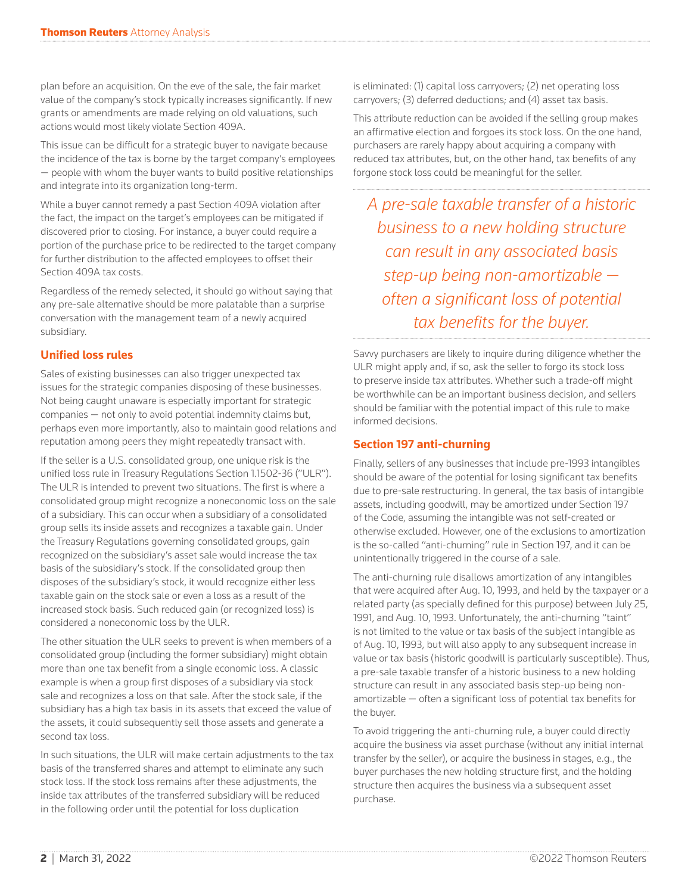plan before an acquisition. On the eve of the sale, the fair market value of the company's stock typically increases significantly. If new grants or amendments are made relying on old valuations, such actions would most likely violate Section 409A.

This issue can be difficult for a strategic buyer to navigate because the incidence of the tax is borne by the target company's employees — people with whom the buyer wants to build positive relationships and integrate into its organization long-term.

While a buyer cannot remedy a past Section 409A violation after the fact, the impact on the target's employees can be mitigated if discovered prior to closing. For instance, a buyer could require a portion of the purchase price to be redirected to the target company for further distribution to the affected employees to offset their Section 409A tax costs.

Regardless of the remedy selected, it should go without saying that any pre-sale alternative should be more palatable than a surprise conversation with the management team of a newly acquired subsidiary.

## Unified loss rules

Sales of existing businesses can also trigger unexpected tax issues for the strategic companies disposing of these businesses. Not being caught unaware is especially important for strategic companies — not only to avoid potential indemnity claims but, perhaps even more importantly, also to maintain good relations and reputation among peers they might repeatedly transact with.

If the seller is a U.S. consolidated group, one unique risk is the unified loss rule in Treasury Regulations Section 1.1502-36 ("ULR"). The ULR is intended to prevent two situations. The first is where a consolidated group might recognize a noneconomic loss on the sale of a subsidiary. This can occur when a subsidiary of a consolidated group sells its inside assets and recognizes a taxable gain. Under the Treasury Regulations governing consolidated groups, gain recognized on the subsidiary's asset sale would increase the tax basis of the subsidiary's stock. If the consolidated group then disposes of the subsidiary's stock, it would recognize either less taxable gain on the stock sale or even a loss as a result of the increased stock basis. Such reduced gain (or recognized loss) is considered a noneconomic loss by the ULR.

The other situation the ULR seeks to prevent is when members of a consolidated group (including the former subsidiary) might obtain more than one tax benefit from a single economic loss. A classic example is when a group first disposes of a subsidiary via stock sale and recognizes a loss on that sale. After the stock sale, if the subsidiary has a high tax basis in its assets that exceed the value of the assets, it could subsequently sell those assets and generate a second tax loss.

In such situations, the ULR will make certain adjustments to the tax basis of the transferred shares and attempt to eliminate any such stock loss. If the stock loss remains after these adjustments, the inside tax attributes of the transferred subsidiary will be reduced in the following order until the potential for loss duplication is eliminated: (1) capital loss carryovers; (2) net operating loss carryovers; (3) deferred deductions; and (4) asset tax basis.

This attribute reduction can be avoided if the selling group makes an affirmative election and forgoes its stock loss. On the one hand, purchasers are rarely happy about acquiring a company with reduced tax attributes, but, on the other hand, tax benefits of any forgone stock loss could be meaningful for the seller.

> *A pre-sale taxable transfer of a historic business to a new holding structure can result in any associated basis step-up being non-amortizable — often a significant loss of potential tax benefits for the buyer.*

Savvy purchasers are likely to inquire during diligence whether the ULR might apply and, if so, ask the seller to forgo its stock loss to preserve inside tax attributes. Whether such a trade-off might be worthwhile can be an important business decision, and sellers should be familiar with the potential impact of this rule to make informed decisions.

## Section 197 anti-churning

Finally, sellers of any businesses that include pre-1993 intangibles should be aware of the potential for losing significant tax benefits due to pre-sale restructuring. In general, the tax basis of intangible assets, including goodwill, may be amortized under Section 197 of the Code, assuming the intangible was not self-created or otherwise excluded. However, one of the exclusions to amortization is the so-called "anti-churning" rule in Section 197, and it can be unintentionally triggered in the course of a sale.

The anti-churning rule disallows amortization of any intangibles that were acquired after Aug. 10, 1993, and held by the taxpayer or a related party (as specially defined for this purpose) between July 25, 1991, and Aug. 10, 1993. Unfortunately, the anti-churning "taint" is not limited to the value or tax basis of the subject intangible as of Aug. 10, 1993, but will also apply to any subsequent increase in value or tax basis (historic goodwill is particularly susceptible). Thus, a pre-sale taxable transfer of a historic business to a new holding structure can result in any associated basis step-up being non-amortizable — often a significant loss of potential tax benefits for the buyer.

To avoid triggering the anti-churning rule, a buyer could directly acquire the business via asset purchase (without any initial internal transfer by the seller), or acquire the business in stages, e.g., the buyer purchases the new holding structure first, and the holding structure then acquires the business via a subsequent asset purchase.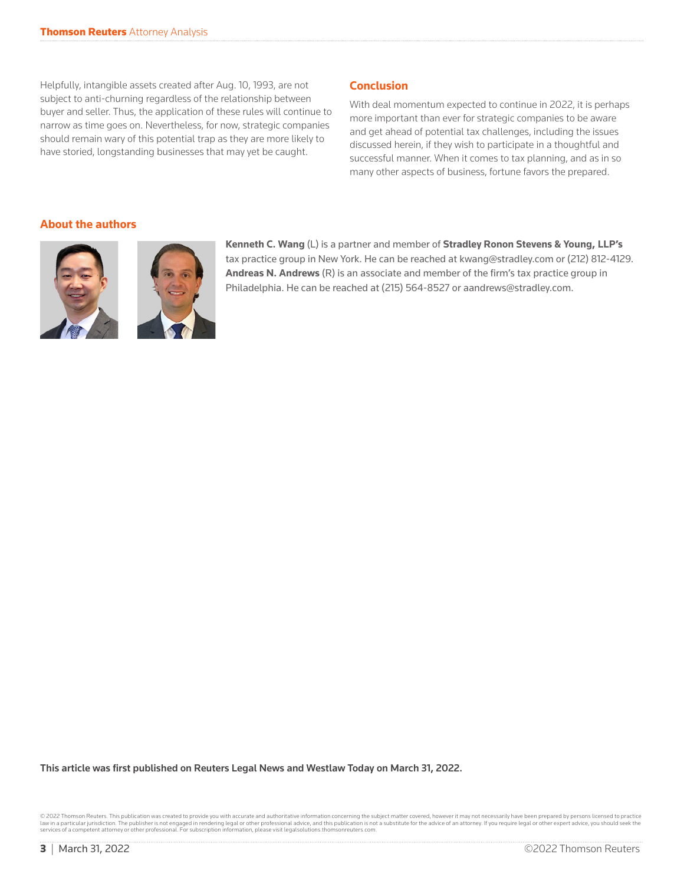Helpfully, intangible assets created after Aug. 10, 1993, are not subject to anti-churning regardless of the relationship between buyer and seller. Thus, the application of these rules will continue to narrow as time goes on. Nevertheless, for now, strategic companies should remain wary of this potential trap as they are more likely to have storied, longstanding businesses that may yet be caught.

## Conclusion

With deal momentum expected to continue in 2022, it is perhaps more important than ever for strategic companies to be aware and get ahead of potential tax challenges, including the issues discussed herein, if they wish to participate in a thoughtful and successful manner. When it comes to tax planning, and as in so many other aspects of business, fortune favors the prepared.

## About the authors

**Kenneth C. Wang** (L) is a partner and member of **Stradley Ronon Stevens & Young, LLP's** tax practice group in New York. He can be reached at kwang@stradley.com or (212) 812-4129. **Andreas N. Andrews** (R) is an associate and member of the firm's tax practice group in Philadelphia. He can be reached at (215) 564-8527 or aandrews@stradley.com.

**This article was first published on Reuters Legal News and Westlaw Today on March 31, 2022.**

© 2022 Thomson Reuters. This publication was created to provide you with accurate and authoritative information concerning the subject matter covered, however it may not necessarily have been prepared by persons licensed to practice law in a particular jurisdiction. The publisher is not engaged in rendering legal or other professional advice, and this publication is not a substitute for the advice of an attorney. If you require legal or other expert advice, you should seek the services of a competent attorney or other professional. For subscription information, please visit legalsolutions.thomsonreuters.com.